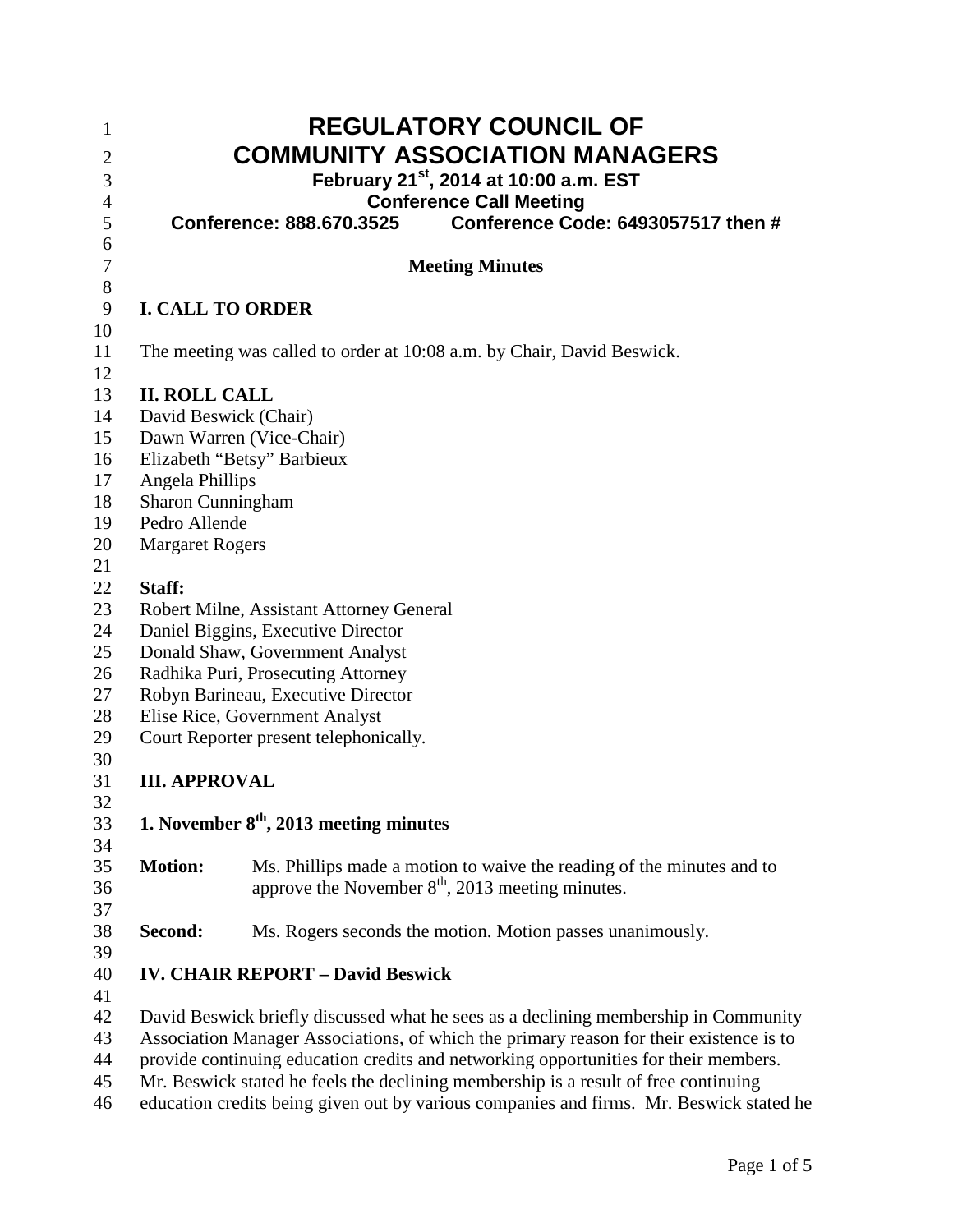# REGULATORY COUNCIL OF COMMUNITY ASSOCIATION MANAGERS

**February 21st, 2014 at 10:00 a.m. EST**

**Conference Call Meeting**

**Conference: 888.670.3525 Conference Code: 6493057517 then #**

**Meeting Minutes**

## I. CALL TO ORDER

The meeting was called to order at 10:08 a.m. by Chair, David Beswick.

## II. ROLL CALL

David Beswick (Chair)
Dawn Warren (Vice-Chair)
Elizabeth "Betsy" Barbieux
Angela Phillips
Sharon Cunningham
Pedro Allende
Margaret Rogers

**Staff:**

Robert Milne, Assistant Attorney General
Daniel Biggins, Executive Director
Donald Shaw, Government Analyst
Radhika Puri, Prosecuting Attorney
Robyn Barineau, Executive Director
Elise Rice, Government Analyst
Court Reporter present telephonically.

## III. APPROVAL

### 1. November 8th, 2013 meeting minutes

**Motion:** Ms. Phillips made a motion to waive the reading of the minutes and to approve the November 8th, 2013 meeting minutes.

**Second:** Ms. Rogers seconds the motion. Motion passes unanimously.

## IV. CHAIR REPORT – David Beswick

David Beswick briefly discussed what he sees as a declining membership in Community Association Manager Associations, of which the primary reason for their existence is to provide continuing education credits and networking opportunities for their members. Mr. Beswick stated he feels the declining membership is a result of free continuing education credits being given out by various companies and firms. Mr. Beswick stated he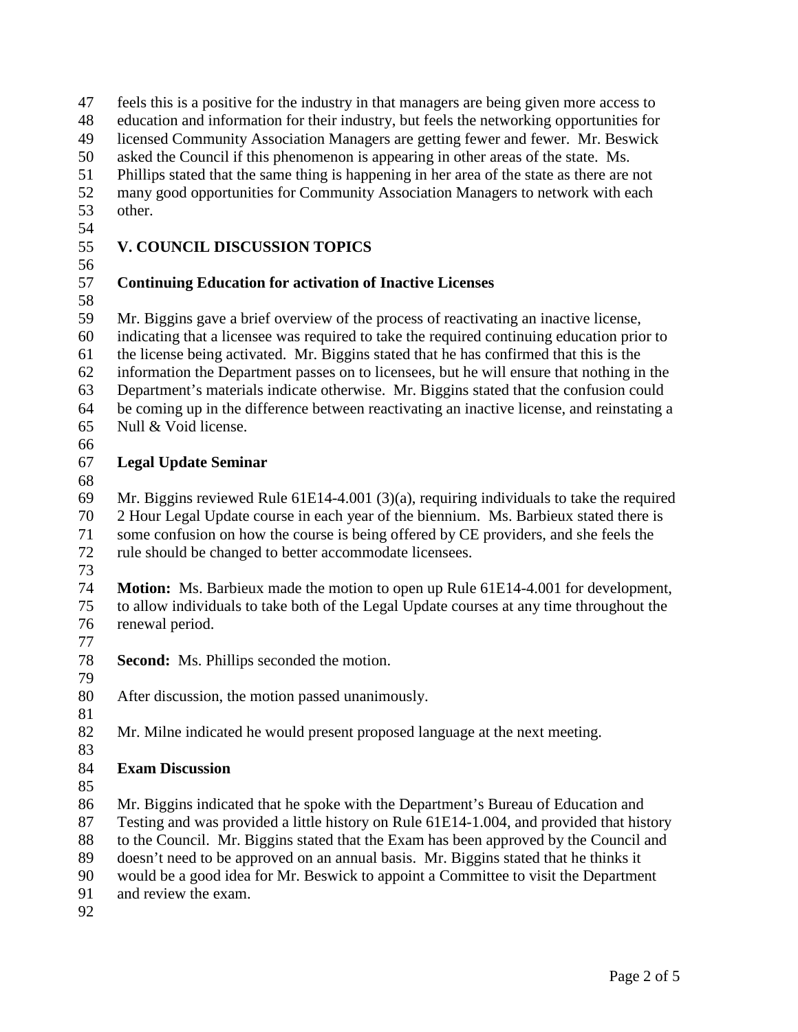feels this is a positive for the industry in that managers are being given more access to education and information for their industry, but feels the networking opportunities for licensed Community Association Managers are getting fewer and fewer. Mr. Beswick asked the Council if this phenomenon is appearing in other areas of the state. Ms. Phillips stated that the same thing is happening in her area of the state as there are not many good opportunities for Community Association Managers to network with each other.

## V. COUNCIL DISCUSSION TOPICS

### Continuing Education for activation of Inactive Licenses

Mr. Biggins gave a brief overview of the process of reactivating an inactive license, indicating that a licensee was required to take the required continuing education prior to the license being activated. Mr. Biggins stated that he has confirmed that this is the information the Department passes on to licensees, but he will ensure that nothing in the Department's materials indicate otherwise. Mr. Biggins stated that the confusion could be coming up in the difference between reactivating an inactive license, and reinstating a Null & Void license.

### Legal Update Seminar

Mr. Biggins reviewed Rule 61E14-4.001 (3)(a), requiring individuals to take the required 2 Hour Legal Update course in each year of the biennium. Ms. Barbieux stated there is some confusion on how the course is being offered by CE providers, and she feels the rule should be changed to better accommodate licensees.

**Motion:** Ms. Barbieux made the motion to open up Rule 61E14-4.001 for development, to allow individuals to take both of the Legal Update courses at any time throughout the renewal period.

**Second:** Ms. Phillips seconded the motion.

After discussion, the motion passed unanimously.

Mr. Milne indicated he would present proposed language at the next meeting.

### Exam Discussion

Mr. Biggins indicated that he spoke with the Department's Bureau of Education and Testing and was provided a little history on Rule 61E14-1.004, and provided that history to the Council. Mr. Biggins stated that the Exam has been approved by the Council and doesn't need to be approved on an annual basis. Mr. Biggins stated that he thinks it would be a good idea for Mr. Beswick to appoint a Committee to visit the Department and review the exam.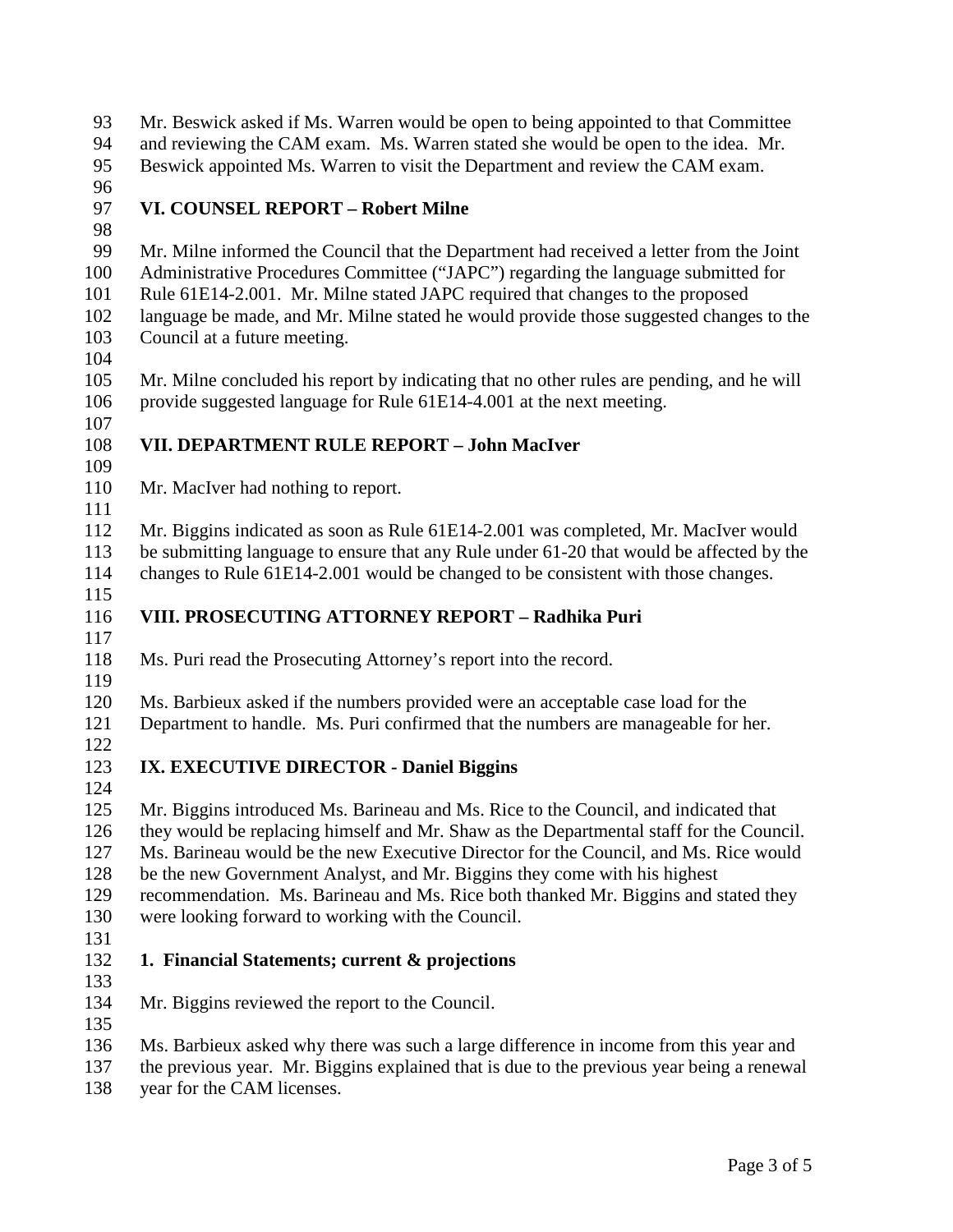Mr. Beswick asked if Ms. Warren would be open to being appointed to that Committee and reviewing the CAM exam. Ms. Warren stated she would be open to the idea. Mr. Beswick appointed Ms. Warren to visit the Department and review the CAM exam.

## VI. COUNSEL REPORT – Robert Milne

Mr. Milne informed the Council that the Department had received a letter from the Joint Administrative Procedures Committee ("JAPC") regarding the language submitted for Rule 61E14-2.001. Mr. Milne stated JAPC required that changes to the proposed language be made, and Mr. Milne stated he would provide those suggested changes to the Council at a future meeting.

Mr. Milne concluded his report by indicating that no other rules are pending, and he will provide suggested language for Rule 61E14-4.001 at the next meeting.

## VII. DEPARTMENT RULE REPORT – John MacIver

Mr. MacIver had nothing to report.

Mr. Biggins indicated as soon as Rule 61E14-2.001 was completed, Mr. MacIver would be submitting language to ensure that any Rule under 61-20 that would be affected by the changes to Rule 61E14-2.001 would be changed to be consistent with those changes.

## VIII. PROSECUTING ATTORNEY REPORT – Radhika Puri

Ms. Puri read the Prosecuting Attorney's report into the record.

Ms. Barbieux asked if the numbers provided were an acceptable case load for the Department to handle. Ms. Puri confirmed that the numbers are manageable for her.

## IX. EXECUTIVE DIRECTOR - Daniel Biggins

Mr. Biggins introduced Ms. Barineau and Ms. Rice to the Council, and indicated that they would be replacing himself and Mr. Shaw as the Departmental staff for the Council. Ms. Barineau would be the new Executive Director for the Council, and Ms. Rice would be the new Government Analyst, and Mr. Biggins they come with his highest recommendation. Ms. Barineau and Ms. Rice both thanked Mr. Biggins and stated they were looking forward to working with the Council.

### 1. Financial Statements; current & projections

Mr. Biggins reviewed the report to the Council.

Ms. Barbieux asked why there was such a large difference in income from this year and the previous year. Mr. Biggins explained that is due to the previous year being a renewal year for the CAM licenses.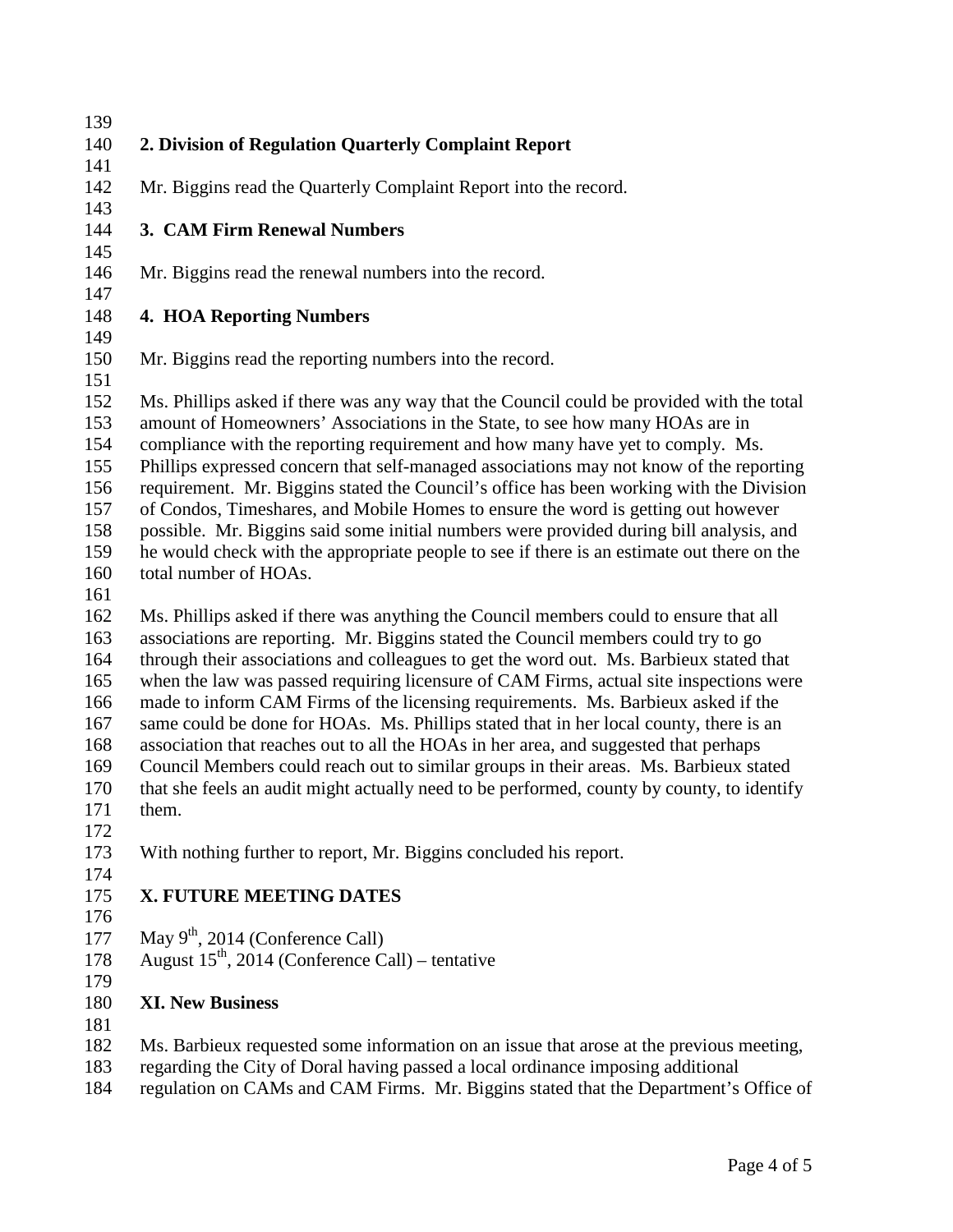**2. Division of Regulation Quarterly Complaint Report**

Mr. Biggins read the Quarterly Complaint Report into the record.

**3. CAM Firm Renewal Numbers**

Mr. Biggins read the renewal numbers into the record.

**4. HOA Reporting Numbers**

Mr. Biggins read the reporting numbers into the record.

Ms. Phillips asked if there was any way that the Council could be provided with the total amount of Homeowners' Associations in the State, to see how many HOAs are in compliance with the reporting requirement and how many have yet to comply. Ms. Phillips expressed concern that self-managed associations may not know of the reporting requirement. Mr. Biggins stated the Council's office has been working with the Division of Condos, Timeshares, and Mobile Homes to ensure the word is getting out however possible. Mr. Biggins said some initial numbers were provided during bill analysis, and he would check with the appropriate people to see if there is an estimate out there on the total number of HOAs.

Ms. Phillips asked if there was anything the Council members could to ensure that all associations are reporting. Mr. Biggins stated the Council members could try to go through their associations and colleagues to get the word out. Ms. Barbieux stated that when the law was passed requiring licensure of CAM Firms, actual site inspections were made to inform CAM Firms of the licensing requirements. Ms. Barbieux asked if the same could be done for HOAs. Ms. Phillips stated that in her local county, there is an association that reaches out to all the HOAs in her area, and suggested that perhaps Council Members could reach out to similar groups in their areas. Ms. Barbieux stated that she feels an audit might actually need to be performed, county by county, to identify them.

With nothing further to report, Mr. Biggins concluded his report.

## X. FUTURE MEETING DATES

May 9th, 2014 (Conference Call)
August 15th, 2014 (Conference Call) – tentative

## XI. New Business

Ms. Barbieux requested some information on an issue that arose at the previous meeting, regarding the City of Doral having passed a local ordinance imposing additional regulation on CAMs and CAM Firms. Mr. Biggins stated that the Department's Office of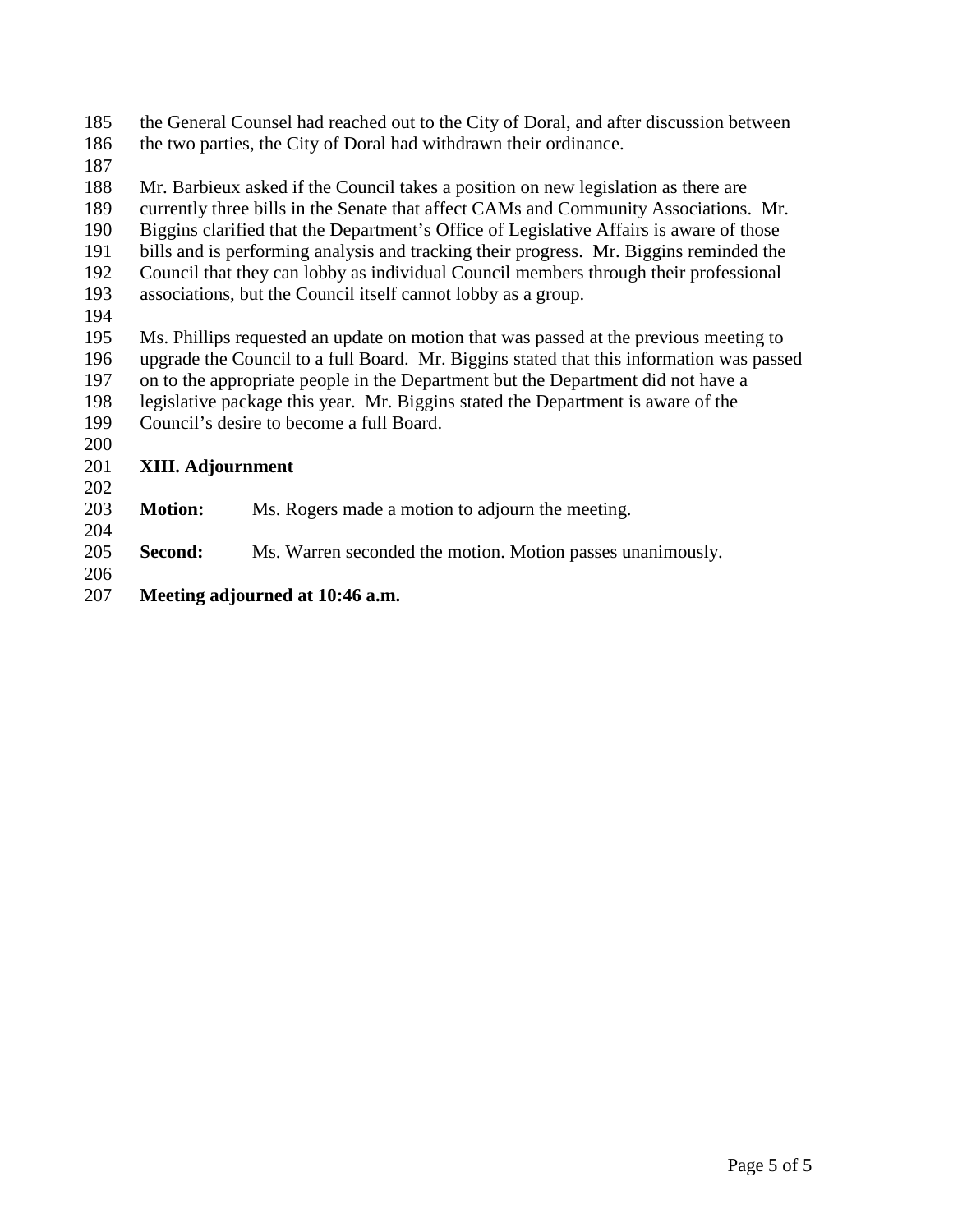the General Counsel had reached out to the City of Doral, and after discussion between the two parties, the City of Doral had withdrawn their ordinance.

Mr. Barbieux asked if the Council takes a position on new legislation as there are currently three bills in the Senate that affect CAMs and Community Associations. Mr. Biggins clarified that the Department's Office of Legislative Affairs is aware of those bills and is performing analysis and tracking their progress. Mr. Biggins reminded the Council that they can lobby as individual Council members through their professional associations, but the Council itself cannot lobby as a group.

Ms. Phillips requested an update on motion that was passed at the previous meeting to upgrade the Council to a full Board. Mr. Biggins stated that this information was passed on to the appropriate people in the Department but the Department did not have a legislative package this year. Mr. Biggins stated the Department is aware of the Council's desire to become a full Board.

**XIII. Adjournment**

**Motion:** Ms. Rogers made a motion to adjourn the meeting.

**Second:** Ms. Warren seconded the motion. Motion passes unanimously.

**Meeting adjourned at 10:46 a.m.**